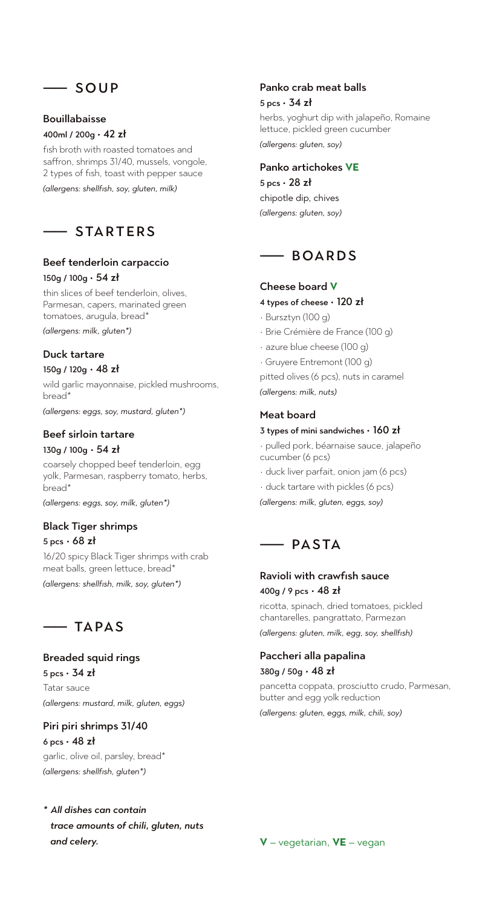## SOUP

### Bouillabaisse

400ml / 200g · 42 zł

fish broth with roasted tomatoes and saffron, shrimps 31/40, mussels, vongole, 2 types of fish, toast with pepper sauce

*(allergens: shellfish, soy, gluten, milk)*

## STARTERS

### Beef tenderloin carpaccio

150g / 100g · 54 zł

thin slices of beef tenderloin, olives, Parmesan, capers, marinated green tomatoes, arugula, bread*

*(allergens: milk, gluten*)*

### Duck tartare

150g / 120g · 48 zł

wild garlic mayonnaise, pickled mushrooms, bread*

*(allergens: eggs, soy, mustard, gluten*)*

### Beef sirloin tartare

130g / 100g · 54 zł

coarsely chopped beef tenderloin, egg yolk, Parmesan, raspberry tomato, herbs, bread*

*(allergens: eggs, soy, milk, gluten*)*

### Black Tiger shrimps

5 pcs · 68 zł

16/20 spicy Black Tiger shrimps with crab meat balls, green lettuce, bread*

*(allergens: shellfish, milk, soy, gluten*)*

## TAPAS

### Breaded squid rings

5 pcs · 34 zł

Tatar sauce

*(allergens: mustard, milk, gluten, eggs)*

### Piri piri shrimps 31/40

6 pcs · 48 zł

garlic, olive oil, parsley, bread*

*(allergens: shellfish, gluten*)*

### Panko crab meat balls

5 pcs · 34 zł

herbs, yoghurt dip with jalapeño, Romaine lettuce, pickled green cucumber

*(allergens: gluten, soy)*

### Panko artichokes **VE**

5 pcs · 28 zł

chipotle dip, chives

*(allergens: gluten, soy)*

## BOARDS

### Cheese board **V**

4 types of cheese · 120 zł

- Bursztyn (100 g)
- Brie Crémière de France (100 g)
- azure blue cheese (100 g)
- Gruyere Entremont (100 g)

pitted olives (6 pcs), nuts in caramel

*(allergens: milk, nuts)*

### Meat board

3 types of mini sandwiches · 160 zł

- pulled pork, béarnaise sauce, jalapeño cucumber (6 pcs)
- duck liver parfait, onion jam (6 pcs)
- duck tartare with pickles (6 pcs)

*(allergens: milk, gluten, eggs, soy)*

## PASTA

### Ravioli with crawfish sauce

400g / 9 pcs · 48 zł

ricotta, spinach, dried tomatoes, pickled chantarelles, pangrattato, Parmezan

*(allergens: gluten, milk, egg, soy, shellfish)*

### Paccheri alla papalina

380g / 50g · 48 zł

pancetta coppata, prosciutto crudo, Parmesan, butter and egg yolk reduction

*(allergens: gluten, eggs, milk, chili, soy)*

*\* All dishes can contain trace amounts of chili, gluten, nuts and celery.*

**V** – vegetarian, **VE** – vegan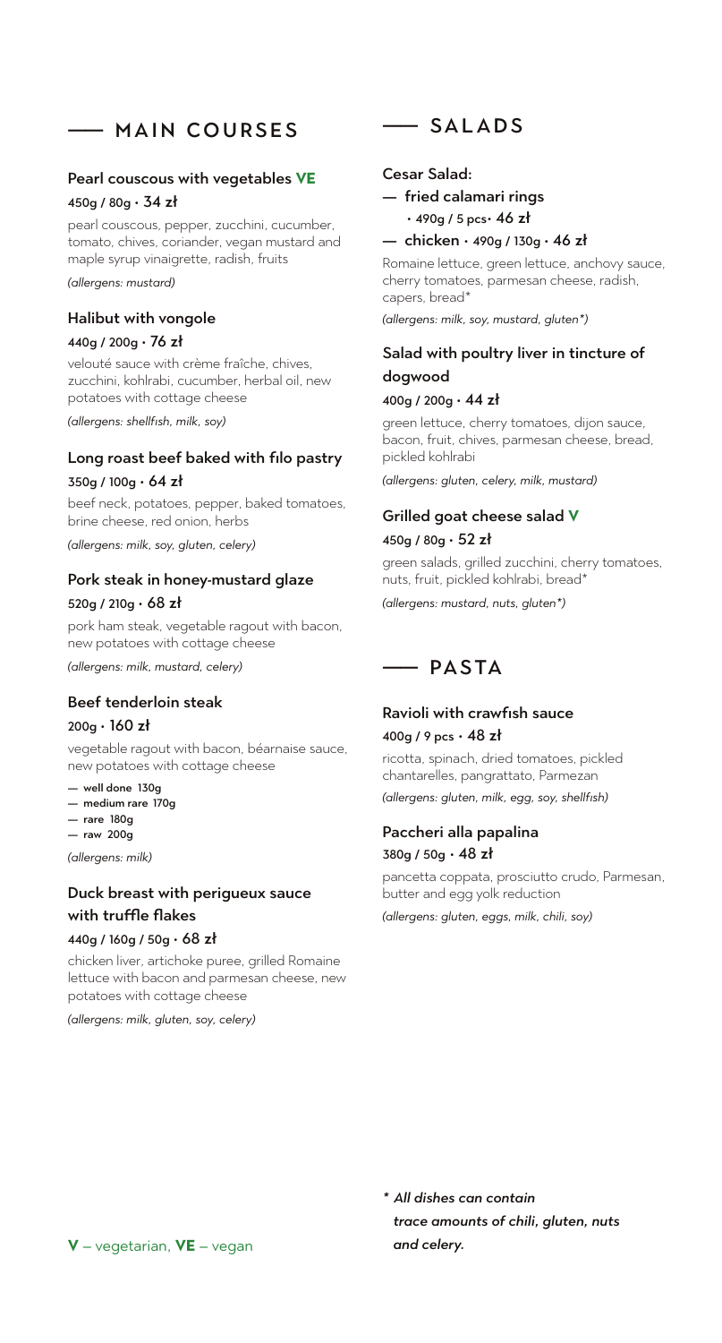## MAIN COURSES

### Pearl couscous with vegetables **VE**

450g / 80g · 34 zł

pearl couscous, pepper, zucchini, cucumber, tomato, chives, coriander, vegan mustard and maple syrup vinaigrette, radish, fruits

*(allergens: mustard)*

### Halibut with vongole

440g / 200g · 76 zł

velouté sauce with crème fraîche, chives, zucchini, kohlrabi, cucumber, herbal oil, new potatoes with cottage cheese

*(allergens: shellfish, milk, soy)*

### Long roast beef baked with filo pastry

350g / 100g · 64 zł

beef neck, potatoes, pepper, baked tomatoes, brine cheese, red onion, herbs

*(allergens: milk, soy, gluten, celery)*

### Pork steak in honey-mustard glaze

520g / 210g · 68 zł

pork ham steak, vegetable ragout with bacon, new potatoes with cottage cheese

*(allergens: milk, mustard, celery)*

### Beef tenderloin steak

200g · 160 zł

vegetable ragout with bacon, béarnaise sauce, new potatoes with cottage cheese

- well done 130g
- medium rare 170g
- rare 180g
- raw 200g

*(allergens: milk)*

### Duck breast with perigueux sauce with truffle flakes

440g / 160g / 50g · 68 zł

chicken liver, artichoke puree, grilled Romaine lettuce with bacon and parmesan cheese, new potatoes with cottage cheese

*(allergens: milk, gluten, soy, celery)*

## SALADS

### Cesar Salad:

- fried calamari rings · 490g / 5 pcs· 46 zł
- chicken · 490g / 130g · 46 zł

Romaine lettuce, green lettuce, anchovy sauce, cherry tomatoes, parmesan cheese, radish, capers, bread*

*(allergens: milk, soy, mustard, gluten*)*

### Salad with poultry liver in tincture of dogwood

400g / 200g · 44 zł

green lettuce, cherry tomatoes, dijon sauce, bacon, fruit, chives, parmesan cheese, bread, pickled kohlrabi

*(allergens: gluten, celery, milk, mustard)*

### Grilled goat cheese salad **V**

450g / 80g · 52 zł

green salads, grilled zucchini, cherry tomatoes, nuts, fruit, pickled kohlrabi, bread*

*(allergens: mustard, nuts, gluten*)*

## PASTA

### Ravioli with crawfish sauce

400g / 9 pcs · 48 zł

ricotta, spinach, dried tomatoes, pickled chantarelles, pangrattato, Parmezan

*(allergens: gluten, milk, egg, soy, shellfish)*

### Paccheri alla papalina

380g / 50g · 48 zł

pancetta coppata, prosciutto crudo, Parmesan, butter and egg yolk reduction

*(allergens: gluten, eggs, milk, chili, soy)*

**V** – vegetarian, **VE** – vegan

** All dishes can contain trace amounts of chili, gluten, nuts and celery.*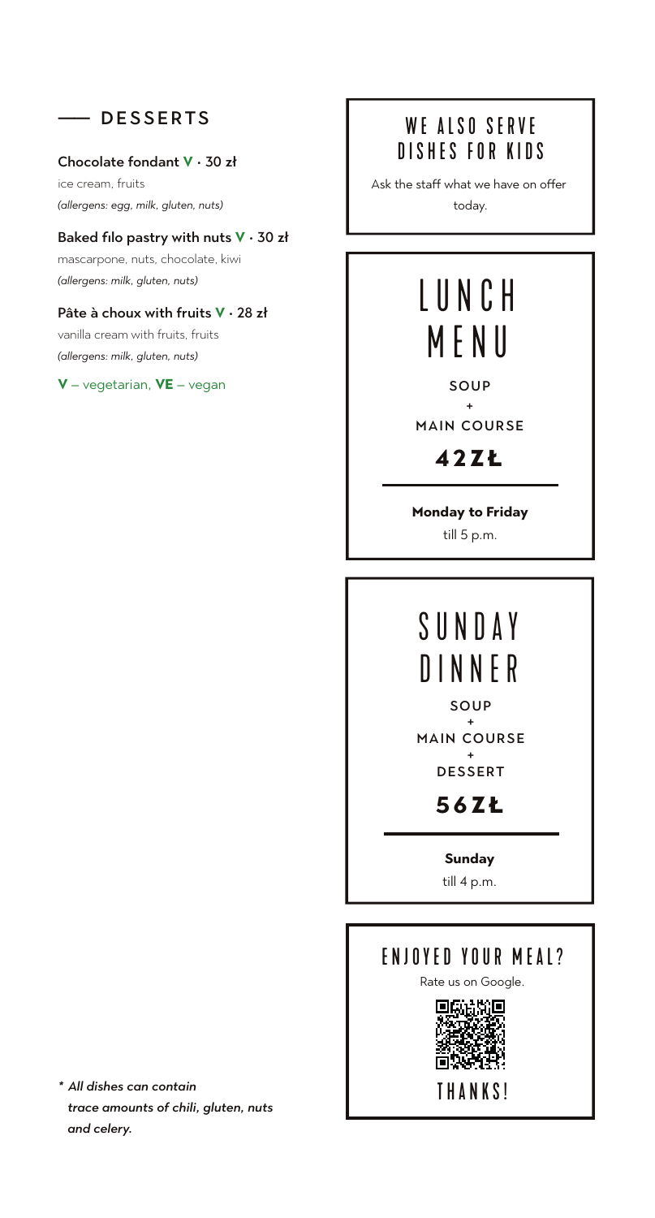## DESSERTS

**Chocolate fondant V · 30 zł**
ice cream, fruits
*(allergens: egg, milk, gluten, nuts)*

**Baked filo pastry with nuts V · 30 zł**
mascarpone, nuts, chocolate, kiwi
*(allergens: milk, gluten, nuts)*

**Pâte à choux with fruits V · 28 zł**
vanilla cream with fruits, fruits
*(allergens: milk, gluten, nuts)*

**V** – vegetarian, **VE** – vegan

*\* All dishes can contain trace amounts of chili, gluten, nuts and celery.*

## WE ALSO SERVE DISHES FOR KIDS

Ask the staff what we have on offer today.

## LUNCH MENU

SOUP
+
MAIN COURSE

**42ZŁ**

**Monday to Friday**
till 5 p.m.

## SUNDAY DINNER

SOUP
+
MAIN COURSE
+
DESSERT

**56ZŁ**

**Sunday**
till 4 p.m.

## ENJOYED YOUR MEAL?

Rate us on Google.

THANKS!